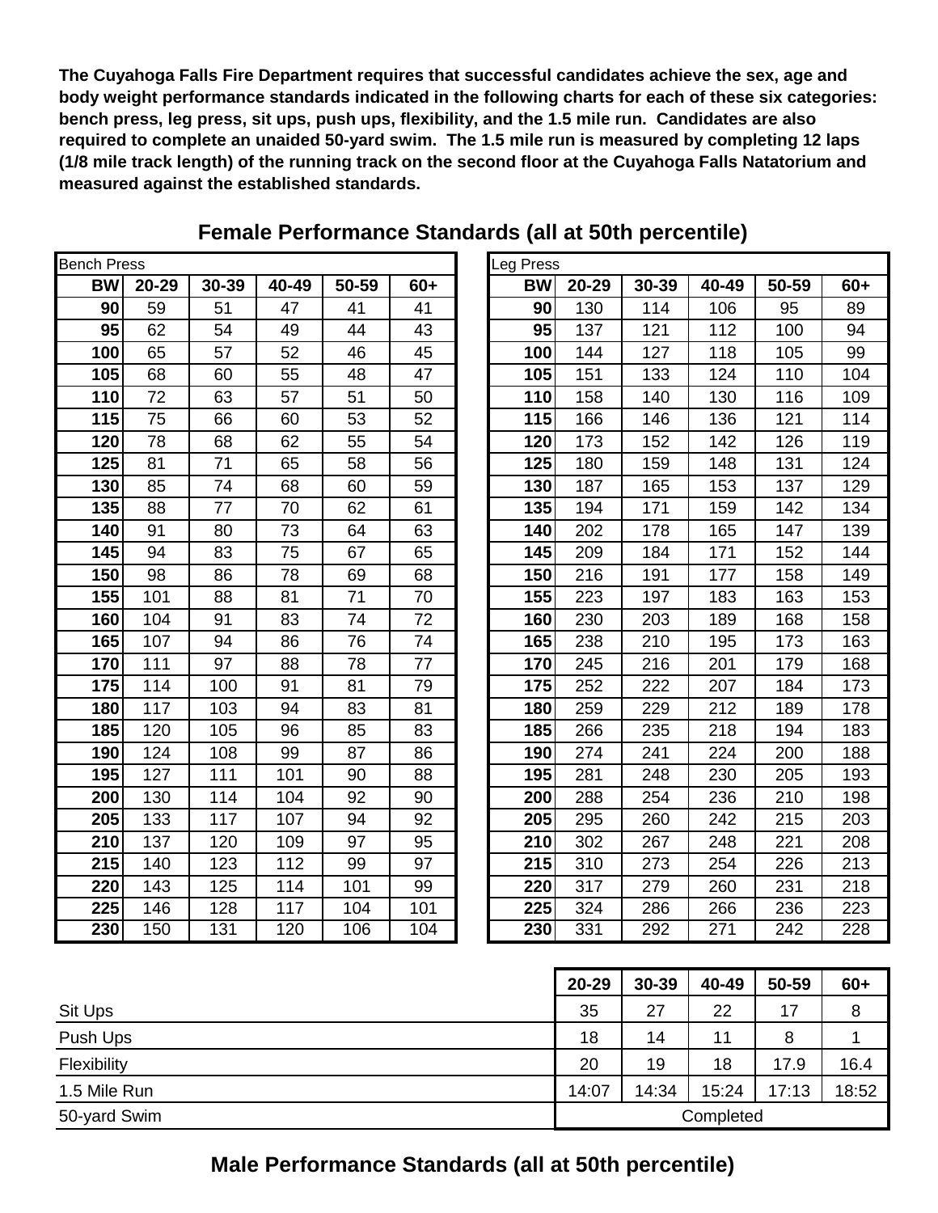**The Cuyahoga Falls Fire Department requires that successful candidates achieve the sex, age and body weight performance standards indicated in the following charts for each of these six categories: bench press, leg press, sit ups, push ups, flexibility, and the 1.5 mile run. Candidates are also required to complete an unaided 50-yard swim. The 1.5 mile run is measured by completing 12 laps (1/8 mile track length) of the running track on the second floor at the Cuyahoga Falls Natatorium and measured against the established standards.**

## Female Performance Standards (all at 50th percentile)

Bench Press

| BW | 20-29 | 30-39 | 40-49 | 50-59 | 60+ |
|---|---|---|---|---|---|
| 90 | 59 | 51 | 47 | 41 | 41 |
| 95 | 62 | 54 | 49 | 44 | 43 |
| 100 | 65 | 57 | 52 | 46 | 45 |
| 105 | 68 | 60 | 55 | 48 | 47 |
| 110 | 72 | 63 | 57 | 51 | 50 |
| 115 | 75 | 66 | 60 | 53 | 52 |
| 120 | 78 | 68 | 62 | 55 | 54 |
| 125 | 81 | 71 | 65 | 58 | 56 |
| 130 | 85 | 74 | 68 | 60 | 59 |
| 135 | 88 | 77 | 70 | 62 | 61 |
| 140 | 91 | 80 | 73 | 64 | 63 |
| 145 | 94 | 83 | 75 | 67 | 65 |
| 150 | 98 | 86 | 78 | 69 | 68 |
| 155 | 101 | 88 | 81 | 71 | 70 |
| 160 | 104 | 91 | 83 | 74 | 72 |
| 165 | 107 | 94 | 86 | 76 | 74 |
| 170 | 111 | 97 | 88 | 78 | 77 |
| 175 | 114 | 100 | 91 | 81 | 79 |
| 180 | 117 | 103 | 94 | 83 | 81 |
| 185 | 120 | 105 | 96 | 85 | 83 |
| 190 | 124 | 108 | 99 | 87 | 86 |
| 195 | 127 | 111 | 101 | 90 | 88 |
| 200 | 130 | 114 | 104 | 92 | 90 |
| 205 | 133 | 117 | 107 | 94 | 92 |
| 210 | 137 | 120 | 109 | 97 | 95 |
| 215 | 140 | 123 | 112 | 99 | 97 |
| 220 | 143 | 125 | 114 | 101 | 99 |
| 225 | 146 | 128 | 117 | 104 | 101 |
| 230 | 150 | 131 | 120 | 106 | 104 |

Leg Press

| BW | 20-29 | 30-39 | 40-49 | 50-59 | 60+ |
|---|---|---|---|---|---|
| 90 | 130 | 114 | 106 | 95 | 89 |
| 95 | 137 | 121 | 112 | 100 | 94 |
| 100 | 144 | 127 | 118 | 105 | 99 |
| 105 | 151 | 133 | 124 | 110 | 104 |
| 110 | 158 | 140 | 130 | 116 | 109 |
| 115 | 166 | 146 | 136 | 121 | 114 |
| 120 | 173 | 152 | 142 | 126 | 119 |
| 125 | 180 | 159 | 148 | 131 | 124 |
| 130 | 187 | 165 | 153 | 137 | 129 |
| 135 | 194 | 171 | 159 | 142 | 134 |
| 140 | 202 | 178 | 165 | 147 | 139 |
| 145 | 209 | 184 | 171 | 152 | 144 |
| 150 | 216 | 191 | 177 | 158 | 149 |
| 155 | 223 | 197 | 183 | 163 | 153 |
| 160 | 230 | 203 | 189 | 168 | 158 |
| 165 | 238 | 210 | 195 | 173 | 163 |
| 170 | 245 | 216 | 201 | 179 | 168 |
| 175 | 252 | 222 | 207 | 184 | 173 |
| 180 | 259 | 229 | 212 | 189 | 178 |
| 185 | 266 | 235 | 218 | 194 | 183 |
| 190 | 274 | 241 | 224 | 200 | 188 |
| 195 | 281 | 248 | 230 | 205 | 193 |
| 200 | 288 | 254 | 236 | 210 | 198 |
| 205 | 295 | 260 | 242 | 215 | 203 |
| 210 | 302 | 267 | 248 | 221 | 208 |
| 215 | 310 | 273 | 254 | 226 | 213 |
| 220 | 317 | 279 | 260 | 231 | 218 |
| 225 | 324 | 286 | 266 | 236 | 223 |
| 230 | 331 | 292 | 271 | 242 | 228 |

| | 20-29 | 30-39 | 40-49 | 50-59 | 60+ |
|---|---|---|---|---|---|
| Sit Ups | 35 | 27 | 22 | 17 | 8 |
| Push Ups | 18 | 14 | 11 | 8 | 1 |
| Flexibility | 20 | 19 | 18 | 17.9 | 16.4 |
| 1.5 Mile Run | 14:07 | 14:34 | 15:24 | 17:13 | 18:52 |
| 50-yard Swim | Completed | | | | |

## Male Performance Standards (all at 50th percentile)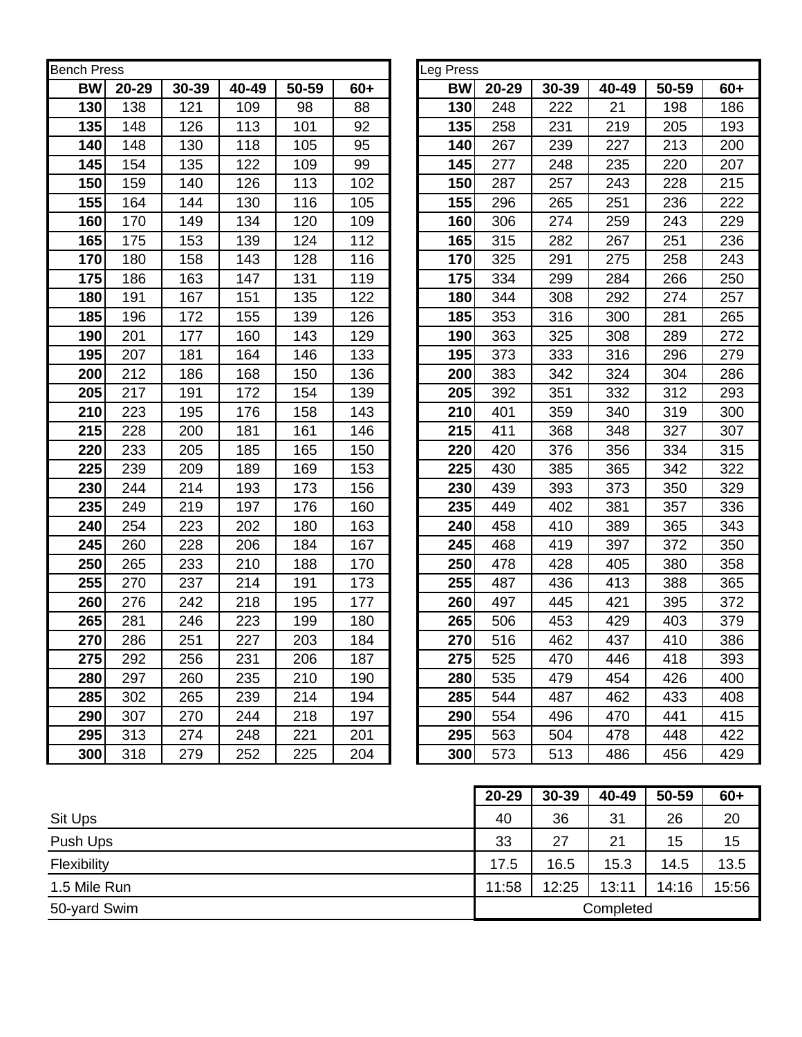| Bench Press | | | | | |
|---|---|---|---|---|---|
| **BW** | **20-29** | **30-39** | **40-49** | **50-59** | **60+** |
| **130** | 138 | 121 | 109 | 98 | 88 |
| **135** | 148 | 126 | 113 | 101 | 92 |
| **140** | 148 | 130 | 118 | 105 | 95 |
| **145** | 154 | 135 | 122 | 109 | 99 |
| **150** | 159 | 140 | 126 | 113 | 102 |
| **155** | 164 | 144 | 130 | 116 | 105 |
| **160** | 170 | 149 | 134 | 120 | 109 |
| **165** | 175 | 153 | 139 | 124 | 112 |
| **170** | 180 | 158 | 143 | 128 | 116 |
| **175** | 186 | 163 | 147 | 131 | 119 |
| **180** | 191 | 167 | 151 | 135 | 122 |
| **185** | 196 | 172 | 155 | 139 | 126 |
| **190** | 201 | 177 | 160 | 143 | 129 |
| **195** | 207 | 181 | 164 | 146 | 133 |
| **200** | 212 | 186 | 168 | 150 | 136 |
| **205** | 217 | 191 | 172 | 154 | 139 |
| **210** | 223 | 195 | 176 | 158 | 143 |
| **215** | 228 | 200 | 181 | 161 | 146 |
| **220** | 233 | 205 | 185 | 165 | 150 |
| **225** | 239 | 209 | 189 | 169 | 153 |
| **230** | 244 | 214 | 193 | 173 | 156 |
| **235** | 249 | 219 | 197 | 176 | 160 |
| **240** | 254 | 223 | 202 | 180 | 163 |
| **245** | 260 | 228 | 206 | 184 | 167 |
| **250** | 265 | 233 | 210 | 188 | 170 |
| **255** | 270 | 237 | 214 | 191 | 173 |
| **260** | 276 | 242 | 218 | 195 | 177 |
| **265** | 281 | 246 | 223 | 199 | 180 |
| **270** | 286 | 251 | 227 | 203 | 184 |
| **275** | 292 | 256 | 231 | 206 | 187 |
| **280** | 297 | 260 | 235 | 210 | 190 |
| **285** | 302 | 265 | 239 | 214 | 194 |
| **290** | 307 | 270 | 244 | 218 | 197 |
| **295** | 313 | 274 | 248 | 221 | 201 |
| **300** | 318 | 279 | 252 | 225 | 204 |

| Leg Press | | | | | |
|---|---|---|---|---|---|
| **BW** | **20-29** | **30-39** | **40-49** | **50-59** | **60+** |
| **130** | 248 | 222 | 21 | 198 | 186 |
| **135** | 258 | 231 | 219 | 205 | 193 |
| **140** | 267 | 239 | 227 | 213 | 200 |
| **145** | 277 | 248 | 235 | 220 | 207 |
| **150** | 287 | 257 | 243 | 228 | 215 |
| **155** | 296 | 265 | 251 | 236 | 222 |
| **160** | 306 | 274 | 259 | 243 | 229 |
| **165** | 315 | 282 | 267 | 251 | 236 |
| **170** | 325 | 291 | 275 | 258 | 243 |
| **175** | 334 | 299 | 284 | 266 | 250 |
| **180** | 344 | 308 | 292 | 274 | 257 |
| **185** | 353 | 316 | 300 | 281 | 265 |
| **190** | 363 | 325 | 308 | 289 | 272 |
| **195** | 373 | 333 | 316 | 296 | 279 |
| **200** | 383 | 342 | 324 | 304 | 286 |
| **205** | 392 | 351 | 332 | 312 | 293 |
| **210** | 401 | 359 | 340 | 319 | 300 |
| **215** | 411 | 368 | 348 | 327 | 307 |
| **220** | 420 | 376 | 356 | 334 | 315 |
| **225** | 430 | 385 | 365 | 342 | 322 |
| **230** | 439 | 393 | 373 | 350 | 329 |
| **235** | 449 | 402 | 381 | 357 | 336 |
| **240** | 458 | 410 | 389 | 365 | 343 |
| **245** | 468 | 419 | 397 | 372 | 350 |
| **250** | 478 | 428 | 405 | 380 | 358 |
| **255** | 487 | 436 | 413 | 388 | 365 |
| **260** | 497 | 445 | 421 | 395 | 372 |
| **265** | 506 | 453 | 429 | 403 | 379 |
| **270** | 516 | 462 | 437 | 410 | 386 |
| **275** | 525 | 470 | 446 | 418 | 393 |
| **280** | 535 | 479 | 454 | 426 | 400 |
| **285** | 544 | 487 | 462 | 433 | 408 |
| **290** | 554 | 496 | 470 | 441 | 415 |
| **295** | 563 | 504 | 478 | 448 | 422 |
| **300** | 573 | 513 | 486 | 456 | 429 |

| | **20-29** | **30-39** | **40-49** | **50-59** | **60+** |
|---|---|---|---|---|---|
| Sit Ups | 40 | 36 | 31 | 26 | 20 |
| Push Ups | 33 | 27 | 21 | 15 | 15 |
| Flexibility | 17.5 | 16.5 | 15.3 | 14.5 | 13.5 |
| 1.5 Mile Run | 11:58 | 12:25 | 13:11 | 14:16 | 15:56 |
| 50-yard Swim | Completed | | | | |